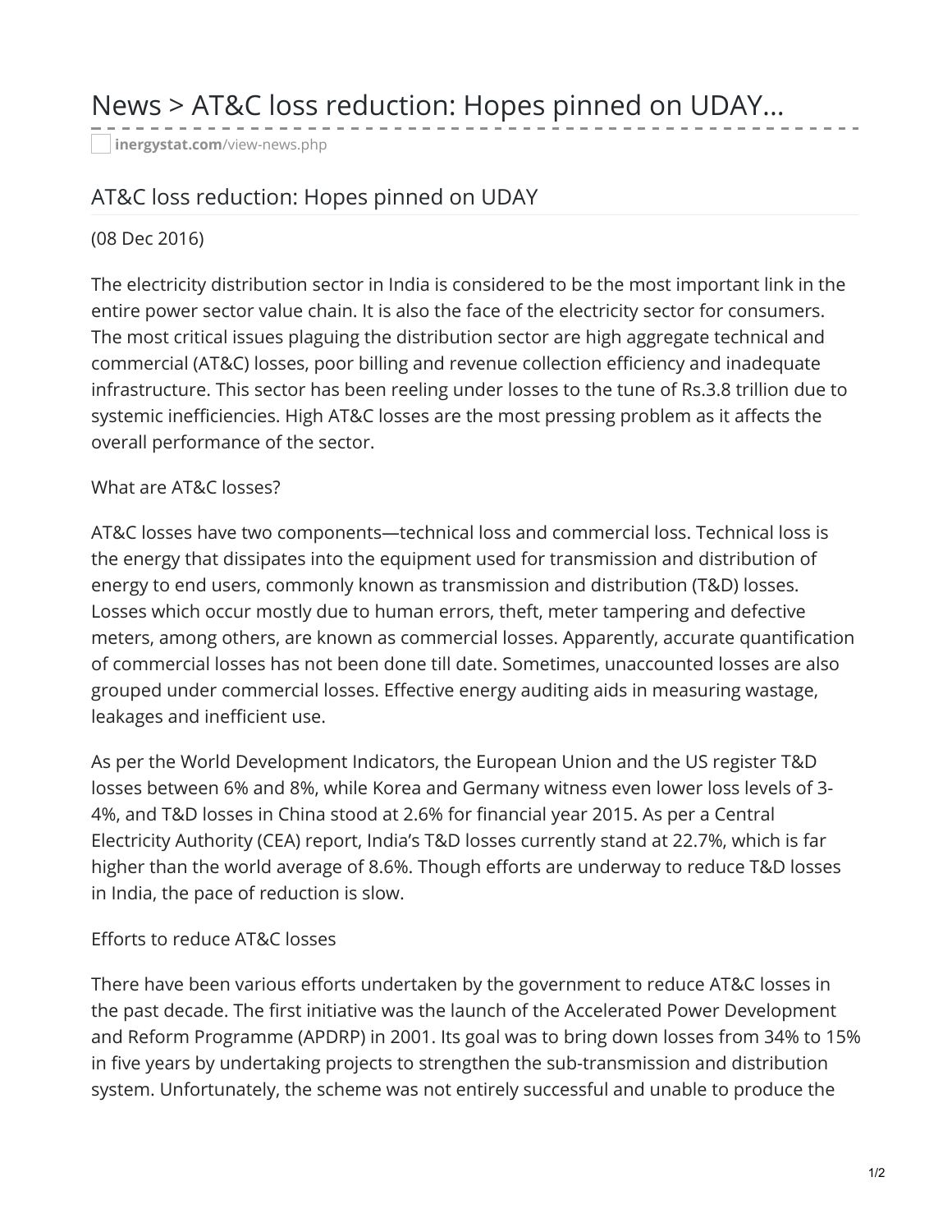# News > AT&C loss reduction: Hopes pinned on UDAY...

**inergystat.com**/view-news.php

## AT&C loss reduction: Hopes pinned on UDAY

(08 Dec 2016)

The electricity distribution sector in India is considered to be the most important link in the entire power sector value chain. It is also the face of the electricity sector for consumers. The most critical issues plaguing the distribution sector are high aggregate technical and commercial (AT&C) losses, poor billing and revenue collection efficiency and inadequate infrastructure. This sector has been reeling under losses to the tune of Rs.3.8 trillion due to systemic inefficiencies. High AT&C losses are the most pressing problem as it affects the overall performance of the sector.

What are AT&C losses?

AT&C losses have two components—technical loss and commercial loss. Technical loss is the energy that dissipates into the equipment used for transmission and distribution of energy to end users, commonly known as transmission and distribution (T&D) losses. Losses which occur mostly due to human errors, theft, meter tampering and defective meters, among others, are known as commercial losses. Apparently, accurate quantification of commercial losses has not been done till date. Sometimes, unaccounted losses are also grouped under commercial losses. Effective energy auditing aids in measuring wastage, leakages and inefficient use.

As per the World Development Indicators, the European Union and the US register T&D losses between 6% and 8%, while Korea and Germany witness even lower loss levels of 3-4%, and T&D losses in China stood at 2.6% for financial year 2015. As per a Central Electricity Authority (CEA) report, India's T&D losses currently stand at 22.7%, which is far higher than the world average of 8.6%. Though efforts are underway to reduce T&D losses in India, the pace of reduction is slow.

Efforts to reduce AT&C losses

There have been various efforts undertaken by the government to reduce AT&C losses in the past decade. The first initiative was the launch of the Accelerated Power Development and Reform Programme (APDRP) in 2001. Its goal was to bring down losses from 34% to 15% in five years by undertaking projects to strengthen the sub-transmission and distribution system. Unfortunately, the scheme was not entirely successful and unable to produce the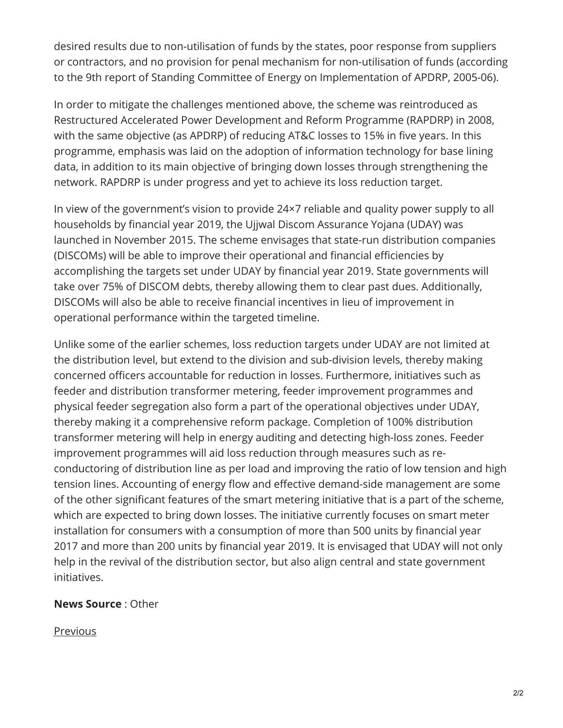desired results due to non-utilisation of funds by the states, poor response from suppliers or contractors, and no provision for penal mechanism for non-utilisation of funds (according to the 9th report of Standing Committee of Energy on Implementation of APDRP, 2005-06).

In order to mitigate the challenges mentioned above, the scheme was reintroduced as Restructured Accelerated Power Development and Reform Programme (RAPDRP) in 2008, with the same objective (as APDRP) of reducing AT&C losses to 15% in five years. In this programme, emphasis was laid on the adoption of information technology for base lining data, in addition to its main objective of bringing down losses through strengthening the network. RAPDRP is under progress and yet to achieve its loss reduction target.

In view of the government's vision to provide 24×7 reliable and quality power supply to all households by financial year 2019, the Ujjwal Discom Assurance Yojana (UDAY) was launched in November 2015. The scheme envisages that state-run distribution companies (DISCOMs) will be able to improve their operational and financial efficiencies by accomplishing the targets set under UDAY by financial year 2019. State governments will take over 75% of DISCOM debts, thereby allowing them to clear past dues. Additionally, DISCOMs will also be able to receive financial incentives in lieu of improvement in operational performance within the targeted timeline.

Unlike some of the earlier schemes, loss reduction targets under UDAY are not limited at the distribution level, but extend to the division and sub-division levels, thereby making concerned officers accountable for reduction in losses. Furthermore, initiatives such as feeder and distribution transformer metering, feeder improvement programmes and physical feeder segregation also form a part of the operational objectives under UDAY, thereby making it a comprehensive reform package. Completion of 100% distribution transformer metering will help in energy auditing and detecting high-loss zones. Feeder improvement programmes will aid loss reduction through measures such as re-conductoring of distribution line as per load and improving the ratio of low tension and high tension lines. Accounting of energy flow and effective demand-side management are some of the other significant features of the smart metering initiative that is a part of the scheme, which are expected to bring down losses. The initiative currently focuses on smart meter installation for consumers with a consumption of more than 500 units by financial year 2017 and more than 200 units by financial year 2019. It is envisaged that UDAY will not only help in the revival of the distribution sector, but also align central and state government initiatives.

**News Source** : Other

Previous